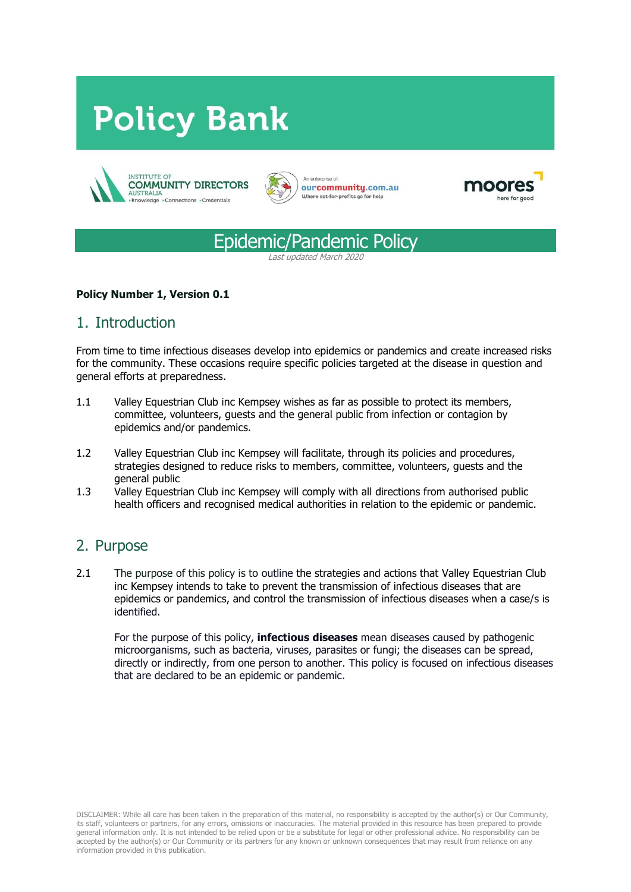# Policy Bank

INSTITUTE OF COMMUNITY DIRECTORS AUSTRALIA ›Knowledge ›Connections ›Credentials

An enterprise of: ourcommunity.com.au Where not-for-profits go for help

moores here for good

## Epidemic/Pandemic Policy

*Last updated March 2020*

**Policy Number 1, Version 0.1**

## 1. Introduction

From time to time infectious diseases develop into epidemics or pandemics and create increased risks for the community. These occasions require specific policies targeted at the disease in question and general efforts at preparedness.

1.1 Valley Equestrian Club inc Kempsey wishes as far as possible to protect its members, committee, volunteers, guests and the general public from infection or contagion by epidemics and/or pandemics.

1.2 Valley Equestrian Club inc Kempsey will facilitate, through its policies and procedures, strategies designed to reduce risks to members, committee, volunteers, guests and the general public

1.3 Valley Equestrian Club inc Kempsey will comply with all directions from authorised public health officers and recognised medical authorities in relation to the epidemic or pandemic.

## 2. Purpose

2.1 The purpose of this policy is to outline the strategies and actions that Valley Equestrian Club inc Kempsey intends to take to prevent the transmission of infectious diseases that are epidemics or pandemics, and control the transmission of infectious diseases when a case/s is identified.

For the purpose of this policy, **infectious diseases** mean diseases caused by pathogenic microorganisms, such as bacteria, viruses, parasites or fungi; the diseases can be spread, directly or indirectly, from one person to another. This policy is focused on infectious diseases that are declared to be an epidemic or pandemic.

DISCLAIMER: While all care has been taken in the preparation of this material, no responsibility is accepted by the author(s) or Our Community, its staff, volunteers or partners, for any errors, omissions or inaccuracies. The material provided in this resource has been prepared to provide general information only. It is not intended to be relied upon or be a substitute for legal or other professional advice. No responsibility can be accepted by the author(s) or Our Community or its partners for any known or unknown consequences that may result from reliance on any information provided in this publication.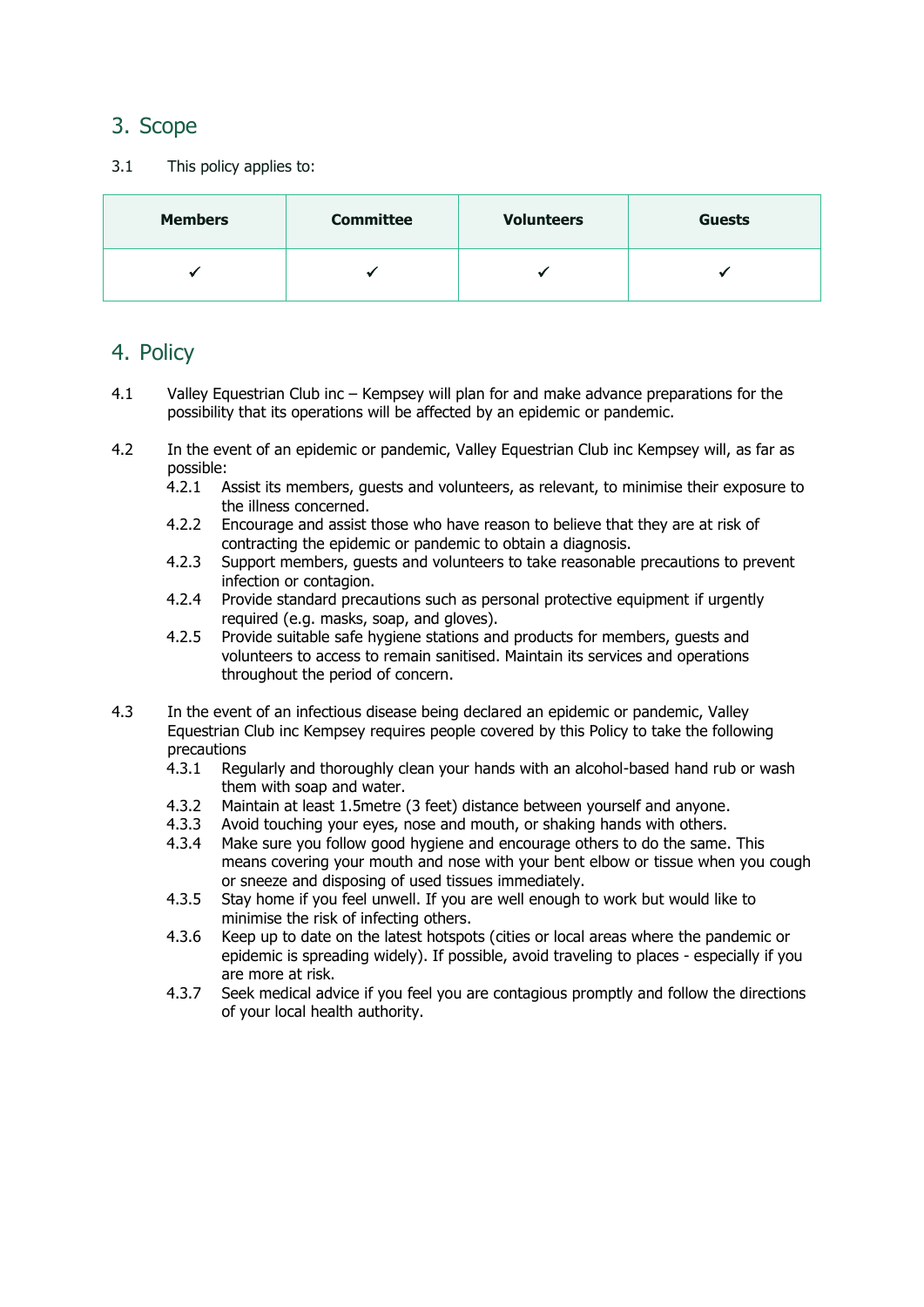## 3. Scope

3.1 This policy applies to:

| Members | Committee | Volunteers | Guests |
|---|---|---|---|
| ✓ | ✓ | ✓ | ✓ |

## 4. Policy

4.1 Valley Equestrian Club inc – Kempsey will plan for and make advance preparations for the possibility that its operations will be affected by an epidemic or pandemic.

4.2 In the event of an epidemic or pandemic, Valley Equestrian Club inc Kempsey will, as far as possible:

- 4.2.1 Assist its members, guests and volunteers, as relevant, to minimise their exposure to the illness concerned.
- 4.2.2 Encourage and assist those who have reason to believe that they are at risk of contracting the epidemic or pandemic to obtain a diagnosis.
- 4.2.3 Support members, guests and volunteers to take reasonable precautions to prevent infection or contagion.
- 4.2.4 Provide standard precautions such as personal protective equipment if urgently required (e.g. masks, soap, and gloves).
- 4.2.5 Provide suitable safe hygiene stations and products for members, guests and volunteers to access to remain sanitised. Maintain its services and operations throughout the period of concern.

4.3 In the event of an infectious disease being declared an epidemic or pandemic, Valley Equestrian Club inc Kempsey requires people covered by this Policy to take the following precautions

- 4.3.1 Regularly and thoroughly clean your hands with an alcohol-based hand rub or wash them with soap and water.
- 4.3.2 Maintain at least 1.5metre (3 feet) distance between yourself and anyone.
- 4.3.3 Avoid touching your eyes, nose and mouth, or shaking hands with others.
- 4.3.4 Make sure you follow good hygiene and encourage others to do the same. This means covering your mouth and nose with your bent elbow or tissue when you cough or sneeze and disposing of used tissues immediately.
- 4.3.5 Stay home if you feel unwell. If you are well enough to work but would like to minimise the risk of infecting others.
- 4.3.6 Keep up to date on the latest hotspots (cities or local areas where the pandemic or epidemic is spreading widely). If possible, avoid traveling to places - especially if you are more at risk.
- 4.3.7 Seek medical advice if you feel you are contagious promptly and follow the directions of your local health authority.